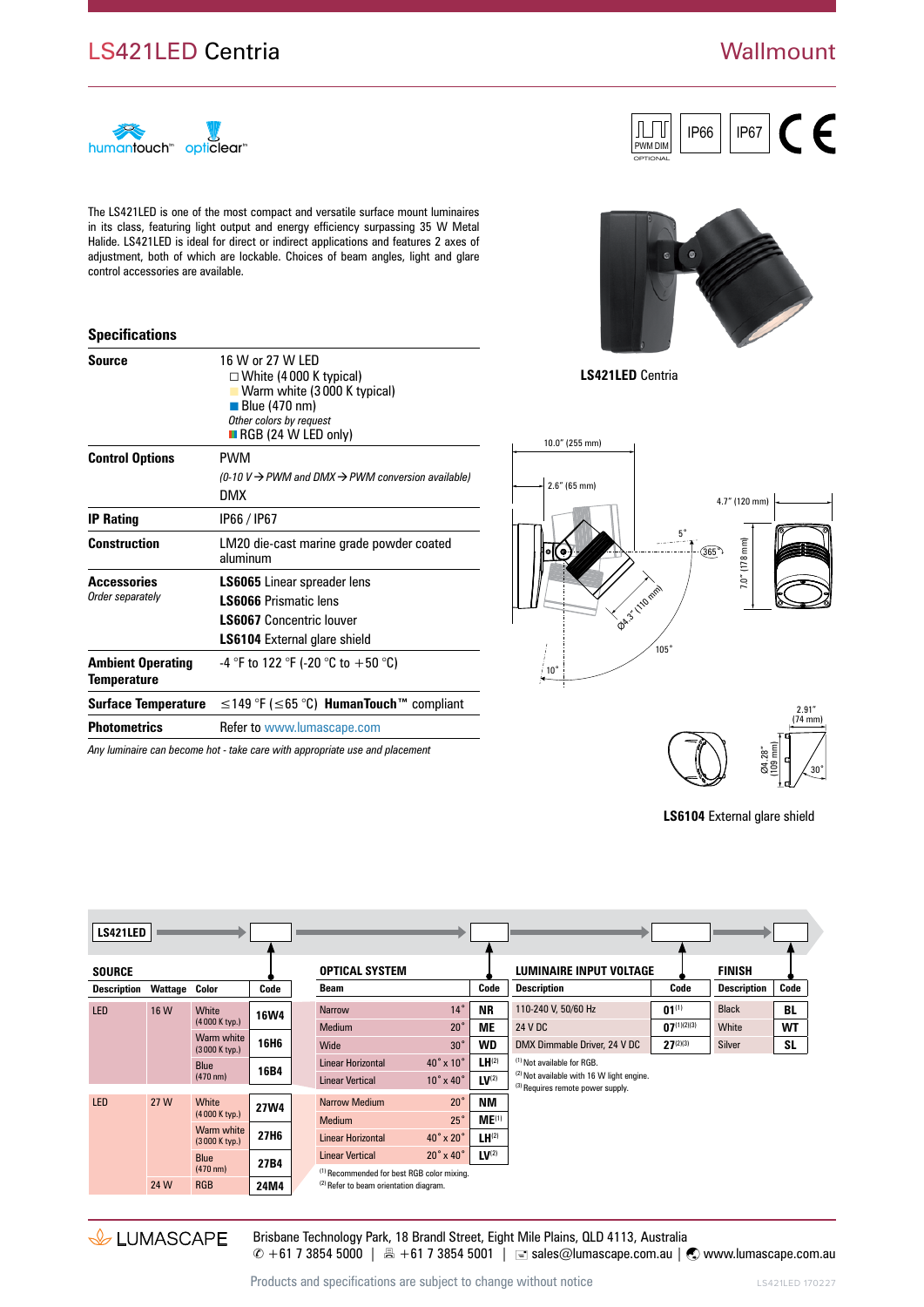# LS421LED Centria

## Wallmount

humantouch™ opticlear™

PWM DIM (OPTIONAL) | IP66 | IP67 | CE

The LS421LED is one of the most compact and versatile surface mount luminaires in its class, featuring light output and energy efficiency surpassing 35 W Metal Halide. LS421LED is ideal for direct or indirect applications and features 2 axes of adjustment, both of which are lockable. Choices of beam angles, light and glare control accessories are available.

### Specifications

| | |
|---|---|
| **Source** | 16 W or 27 W LED<br>☐ White (4 000 K typical)<br>Warm white (3 000 K typical)<br>Blue (470 nm)<br>*Other colors by request*<br>RGB (24 W LED only) |
| **Control Options** | PWM<br>*(0-10 V → PWM and DMX → PWM conversion available)*<br>DMX |
| **IP Rating** | IP66 / IP67 |
| **Construction** | LM20 die-cast marine grade powder coated aluminum |
| **Accessories**<br>*Order separately* | **LS6065** Linear spreader lens<br>**LS6066** Prismatic lens<br>**LS6067** Concentric louver<br>**LS6104** External glare shield |
| **Ambient Operating Temperature** | -4 °F to 122 °F (-20 °C to +50 °C) |
| **Surface Temperature** | ≤149 °F (≤65 °C) **HumanTouch™** compliant |
| **Photometrics** | Refer to www.lumascape.com |

*Any luminaire can become hot - take care with appropriate use and placement*

**LS421LED** Centria

10.0" (255 mm) | 2.6" (65 mm) | 4.7" (120 mm) | 7.0" (178 mm) | Ø4.3" (110 mm) | 5° | 365° | 105° | 10°

2.91" (74 mm) | Ø4.28" (109 mm) | 30°

**LS6104** External glare shield

### Ordering

LS421LED → SOURCE → OPTICAL SYSTEM → LUMINAIRE INPUT VOLTAGE → FINISH

**SOURCE**

| Description | Wattage | Color | Code |
|---|---|---|---|
| LED | 16 W | White (4 000 K typ.) | 16W4 |
| | | Warm white (3 000 K typ.) | 16H6 |
| | | Blue (470 nm) | 16B4 |
| LED | 27 W | White (4 000 K typ.) | 27W4 |
| | | Warm white (3 000 K typ.) | 27H6 |
| | | Blue (470 nm) | 27B4 |
| | 24 W | RGB | 24M4 |

**OPTICAL SYSTEM**

| Beam | | Code |
|---|---|---|
| Narrow | 14° | NR |
| Medium | 20° | ME |
| Wide | 30° | WD |
| Linear Horizontal | 40° x 10° | LH[2] |
| Linear Vertical | 10° x 40° | LV[2] |
| Narrow Medium | 20° | NM |
| Medium | 25° | ME[1] |
| Linear Horizontal | 40° x 20° | LH[2] |
| Linear Vertical | 20° x 40° | LV[2] |

[1] Recommended for best RGB color mixing.
[2] Refer to beam orientation diagram.

**LUMINAIRE INPUT VOLTAGE**

| Description | Code |
|---|---|
| 110-240 V, 50/60 Hz | 01[1] |
| 24 V DC | 07[1][2][3] |
| DMX Dimmable Driver, 24 V DC | 27[2][3] |

[1] Not available for RGB.
[2] Not available with 16 W light engine.
[3] Requires remote power supply.

**FINISH**

| Description | Code |
|---|---|
| Black | BL |
| White | WT |
| Silver | SL |

LUMASCAPE

Brisbane Technology Park, 18 Brandl Street, Eight Mile Plains, QLD 4113, Australia
✆ +61 7 3854 5000 | 🖷 +61 7 3854 5001 | sales@lumascape.com.au | www.lumascape.com.au

Products and specifications are subject to change without notice

LS421LED 170227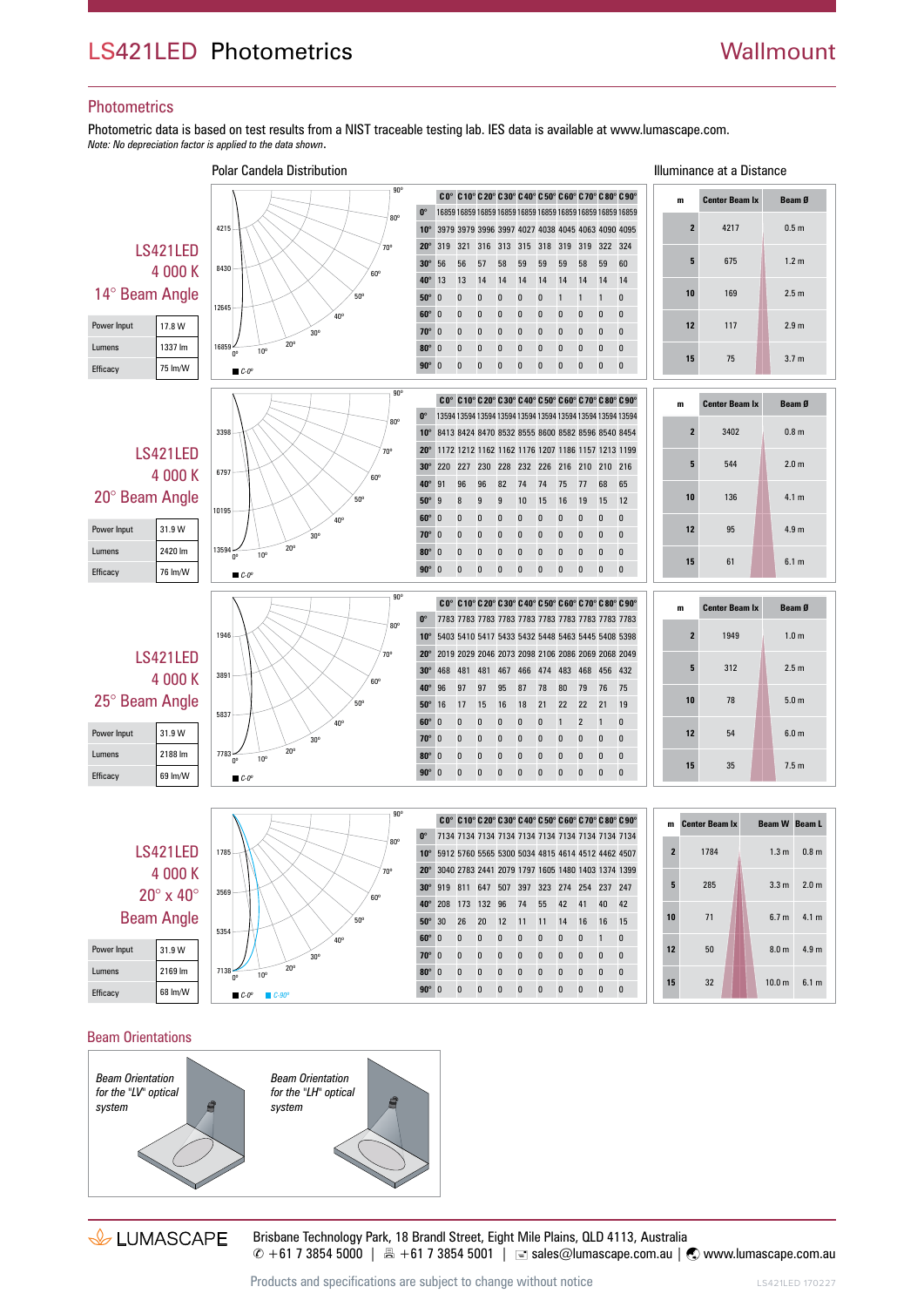# LS421LED Photometrics

Wallmount

## Photometrics

Photometric data is based on test results from a NIST traceable testing lab. IES data is available at www.lumascape.com.
*Note: No depreciation factor is applied to the data shown.*

Polar Candela Distribution

Illuminance at a Distance

### LS421LED 4 000 K 14° Beam Angle

| | |
|---|---|
| Power Input | 17.8 W |
| Lumens | 1337 lm |
| Efficacy | 75 lm/W |

4215
8430
12645
16859
0° 10° 20° 30° 40° 50° 60° 70° 80° 90°
C-0°

| | C0° | C10° | C20° | C30° | C40° | C50° | C60° | C70° | C80° | C90° |
|---|---|---|---|---|---|---|---|---|---|---|
| 0° | 16859 | 16859 | 16859 | 16859 | 16859 | 16859 | 16859 | 16859 | 16859 | 16859 |
| 10° | 3979 | 3979 | 3996 | 3997 | 4027 | 4038 | 4045 | 4063 | 4090 | 4095 |
| 20° | 319 | 321 | 316 | 313 | 315 | 318 | 319 | 319 | 322 | 324 |
| 30° | 56 | 56 | 57 | 58 | 59 | 59 | 59 | 58 | 59 | 60 |
| 40° | 13 | 13 | 14 | 14 | 14 | 14 | 14 | 14 | 14 | 14 |
| 50° | 0 | 0 | 0 | 0 | 0 | 0 | 1 | 1 | 1 | 0 |
| 60° | 0 | 0 | 0 | 0 | 0 | 0 | 0 | 0 | 0 | 0 |
| 70° | 0 | 0 | 0 | 0 | 0 | 0 | 0 | 0 | 0 | 0 |
| 80° | 0 | 0 | 0 | 0 | 0 | 0 | 0 | 0 | 0 | 0 |
| 90° | 0 | 0 | 0 | 0 | 0 | 0 | 0 | 0 | 0 | 0 |

| m | Center Beam lx | Beam Ø |
|---|---|---|
| 2 | 4217 | 0.5 m |
| 5 | 675 | 1.2 m |
| 10 | 169 | 2.5 m |
| 12 | 117 | 2.9 m |
| 15 | 75 | 3.7 m |

### LS421LED 4 000 K 20° Beam Angle

| | |
|---|---|
| Power Input | 31.9 W |
| Lumens | 2420 lm |
| Efficacy | 76 lm/W |

3398
6797
10195
13594
0° 10° 20° 30° 40° 50° 60° 70° 80° 90°
C-0°

| | C0° | C10° | C20° | C30° | C40° | C50° | C60° | C70° | C80° | C90° |
|---|---|---|---|---|---|---|---|---|---|---|
| 0° | 13594 | 13594 | 13594 | 13594 | 13594 | 13594 | 13594 | 13594 | 13594 | 13594 |
| 10° | 8413 | 8424 | 8470 | 8532 | 8555 | 8600 | 8582 | 8596 | 8540 | 8454 |
| 20° | 1172 | 1212 | 1162 | 1162 | 1176 | 1207 | 1186 | 1157 | 1213 | 1199 |
| 30° | 220 | 227 | 230 | 228 | 232 | 226 | 216 | 210 | 210 | 216 |
| 40° | 91 | 96 | 96 | 82 | 74 | 74 | 75 | 77 | 68 | 65 |
| 50° | 9 | 8 | 9 | 9 | 10 | 15 | 16 | 19 | 15 | 12 |
| 60° | 0 | 0 | 0 | 0 | 0 | 0 | 0 | 0 | 0 | 0 |
| 70° | 0 | 0 | 0 | 0 | 0 | 0 | 0 | 0 | 0 | 0 |
| 80° | 0 | 0 | 0 | 0 | 0 | 0 | 0 | 0 | 0 | 0 |
| 90° | 0 | 0 | 0 | 0 | 0 | 0 | 0 | 0 | 0 | 0 |

| m | Center Beam lx | Beam Ø |
|---|---|---|
| 2 | 3402 | 0.8 m |
| 5 | 544 | 2.0 m |
| 10 | 136 | 4.1 m |
| 12 | 95 | 4.9 m |
| 15 | 61 | 6.1 m |

### LS421LED 4 000 K 25° Beam Angle

| | |
|---|---|
| Power Input | 31.9 W |
| Lumens | 2188 lm |
| Efficacy | 69 lm/W |

1946
3891
5837
7783
0° 10° 20° 30° 40° 50° 60° 70° 80° 90°
C-0°

| | C0° | C10° | C20° | C30° | C40° | C50° | C60° | C70° | C80° | C90° |
|---|---|---|---|---|---|---|---|---|---|---|
| 0° | 7783 | 7783 | 7783 | 7783 | 7783 | 7783 | 7783 | 7783 | 7783 | 7783 |
| 10° | 5403 | 5410 | 5417 | 5433 | 5432 | 5448 | 5463 | 5445 | 5408 | 5398 |
| 20° | 2019 | 2029 | 2046 | 2073 | 2098 | 2106 | 2086 | 2069 | 2068 | 2049 |
| 30° | 468 | 481 | 481 | 467 | 466 | 474 | 483 | 468 | 456 | 432 |
| 40° | 96 | 97 | 97 | 95 | 87 | 78 | 80 | 79 | 76 | 75 |
| 50° | 16 | 17 | 15 | 16 | 18 | 21 | 22 | 22 | 21 | 19 |
| 60° | 0 | 0 | 0 | 0 | 0 | 0 | 1 | 2 | 1 | 0 |
| 70° | 0 | 0 | 0 | 0 | 0 | 0 | 0 | 0 | 0 | 0 |
| 80° | 0 | 0 | 0 | 0 | 0 | 0 | 0 | 0 | 0 | 0 |
| 90° | 0 | 0 | 0 | 0 | 0 | 0 | 0 | 0 | 0 | 0 |

| m | Center Beam lx | Beam Ø |
|---|---|---|
| 2 | 1949 | 1.0 m |
| 5 | 312 | 2.5 m |
| 10 | 78 | 5.0 m |
| 12 | 54 | 6.0 m |
| 15 | 35 | 7.5 m |

### LS421LED 4 000 K 20° x 40° Beam Angle

| | |
|---|---|
| Power Input | 31.9 W |
| Lumens | 2169 lm |
| Efficacy | 68 lm/W |

1785
3569
5354
7138
0° 10° 20° 30° 40° 50° 60° 70° 80° 90°
C-0° C-90°

| | C0° | C10° | C20° | C30° | C40° | C50° | C60° | C70° | C80° | C90° |
|---|---|---|---|---|---|---|---|---|---|---|
| 0° | 7134 | 7134 | 7134 | 7134 | 7134 | 7134 | 7134 | 7134 | 7134 | 7134 |
| 10° | 5912 | 5760 | 5565 | 5300 | 5034 | 4815 | 4614 | 4512 | 4462 | 4507 |
| 20° | 3040 | 2783 | 2441 | 2079 | 1797 | 1605 | 1480 | 1403 | 1374 | 1399 |
| 30° | 919 | 811 | 647 | 507 | 397 | 323 | 274 | 254 | 237 | 247 |
| 40° | 208 | 173 | 132 | 96 | 74 | 55 | 42 | 41 | 40 | 42 |
| 50° | 30 | 26 | 20 | 12 | 11 | 11 | 14 | 16 | 16 | 15 |
| 60° | 0 | 0 | 0 | 0 | 0 | 0 | 0 | 0 | 1 | 0 |
| 70° | 0 | 0 | 0 | 0 | 0 | 0 | 0 | 0 | 0 | 0 |
| 80° | 0 | 0 | 0 | 0 | 0 | 0 | 0 | 0 | 0 | 0 |
| 90° | 0 | 0 | 0 | 0 | 0 | 0 | 0 | 0 | 0 | 0 |

| m | Center Beam lx | Beam W | Beam L |
|---|---|---|---|
| 2 | 1784 | 1.3 m | 0.8 m |
| 5 | 285 | 3.3 m | 2.0 m |
| 10 | 71 | 6.7 m | 4.1 m |
| 12 | 50 | 8.0 m | 4.9 m |
| 15 | 32 | 10.0 m | 6.1 m |

## Beam Orientations

*Beam Orientation for the "LV" optical system*

*Beam Orientation for the "LH" optical system*

LUMASCAPE

Brisbane Technology Park, 18 Brandl Street, Eight Mile Plains, QLD 4113, Australia
✆ +61 7 3854 5000 | 🖷 +61 7 3854 5001 | sales@lumascape.com.au | www.lumascape.com.au

Products and specifications are subject to change without notice

LS421LED 170227